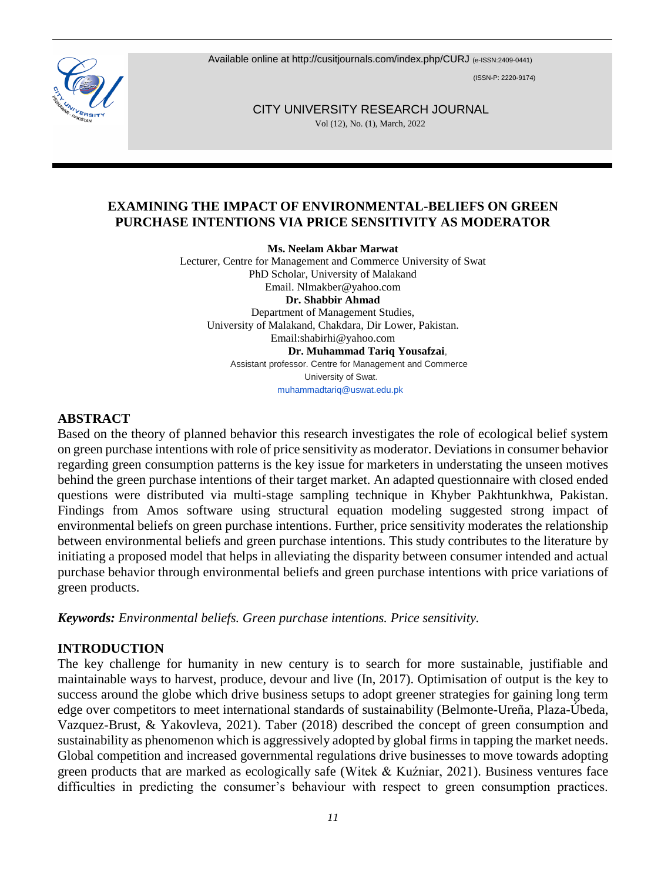# EXAMINING THE IMPACT OF ENVIRONMENTAL-BELIEFS ON GREEN PURCHASE INTENTIONS VIA PRICE SENSITIVITY AS MODERATOR

**Ms. Neelam Akbar Marwat**
Lecturer, Centre for Management and Commerce University of Swat
PhD Scholar, University of Malakand
Email. Nlmakber@yahoo.com

**Dr. Shabbir Ahmad**
Department of Management Studies,
University of Malakand, Chakdara, Dir Lower, Pakistan.
Email:shabirhi@yahoo.com

**Dr. Muhammad Tariq Yousafzai**,
Assistant professor. Centre for Management and Commerce
University of Swat.
muhammadtariq@uswat.edu.pk

## ABSTRACT

Based on the theory of planned behavior this research investigates the role of ecological belief system on green purchase intentions with role of price sensitivity as moderator. Deviations in consumer behavior regarding green consumption patterns is the key issue for marketers in understating the unseen motives behind the green purchase intentions of their target market. An adapted questionnaire with closed ended questions were distributed via multi-stage sampling technique in Khyber Pakhtunkhwa, Pakistan. Findings from Amos software using structural equation modeling suggested strong impact of environmental beliefs on green purchase intentions. Further, price sensitivity moderates the relationship between environmental beliefs and green purchase intentions. This study contributes to the literature by initiating a proposed model that helps in alleviating the disparity between consumer intended and actual purchase behavior through environmental beliefs and green purchase intentions with price variations of green products.

***Keywords:*** *Environmental beliefs. Green purchase intentions. Price sensitivity.*

## INTRODUCTION

The key challenge for humanity in new century is to search for more sustainable, justifiable and maintainable ways to harvest, produce, devour and live (In, 2017). Optimisation of output is the key to success around the globe which drive business setups to adopt greener strategies for gaining long term edge over competitors to meet international standards of sustainability (Belmonte-Ureña, Plaza-Úbeda, Vazquez-Brust, & Yakovleva, 2021). Taber (2018) described the concept of green consumption and sustainability as phenomenon which is aggressively adopted by global firms in tapping the market needs. Global competition and increased governmental regulations drive businesses to move towards adopting green products that are marked as ecologically safe (Witek & Kuźniar, 2021). Business ventures face difficulties in predicting the consumer's behaviour with respect to green consumption practices.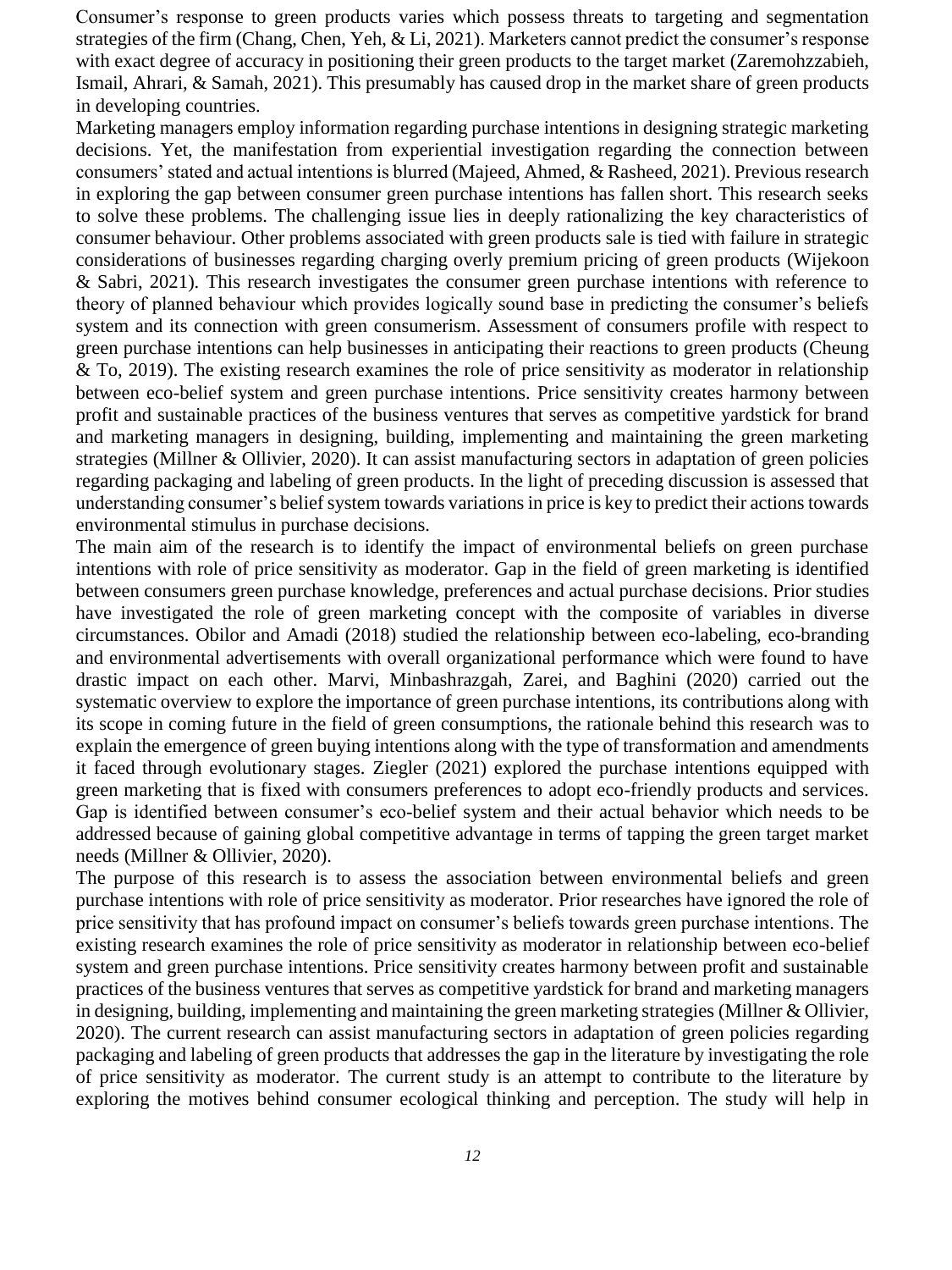Consumer's response to green products varies which possess threats to targeting and segmentation strategies of the firm (Chang, Chen, Yeh, & Li, 2021). Marketers cannot predict the consumer's response with exact degree of accuracy in positioning their green products to the target market (Zaremohzzabieh, Ismail, Ahrari, & Samah, 2021). This presumably has caused drop in the market share of green products in developing countries.

Marketing managers employ information regarding purchase intentions in designing strategic marketing decisions. Yet, the manifestation from experiential investigation regarding the connection between consumers' stated and actual intentions is blurred (Majeed, Ahmed, & Rasheed, 2021). Previous research in exploring the gap between consumer green purchase intentions has fallen short. This research seeks to solve these problems. The challenging issue lies in deeply rationalizing the key characteristics of consumer behaviour. Other problems associated with green products sale is tied with failure in strategic considerations of businesses regarding charging overly premium pricing of green products (Wijekoon & Sabri, 2021). This research investigates the consumer green purchase intentions with reference to theory of planned behaviour which provides logically sound base in predicting the consumer's beliefs system and its connection with green consumerism. Assessment of consumers profile with respect to green purchase intentions can help businesses in anticipating their reactions to green products (Cheung & To, 2019). The existing research examines the role of price sensitivity as moderator in relationship between eco-belief system and green purchase intentions. Price sensitivity creates harmony between profit and sustainable practices of the business ventures that serves as competitive yardstick for brand and marketing managers in designing, building, implementing and maintaining the green marketing strategies (Millner & Ollivier, 2020). It can assist manufacturing sectors in adaptation of green policies regarding packaging and labeling of green products. In the light of preceding discussion is assessed that understanding consumer's belief system towards variations in price is key to predict their actions towards environmental stimulus in purchase decisions.

The main aim of the research is to identify the impact of environmental beliefs on green purchase intentions with role of price sensitivity as moderator. Gap in the field of green marketing is identified between consumers green purchase knowledge, preferences and actual purchase decisions. Prior studies have investigated the role of green marketing concept with the composite of variables in diverse circumstances. Obilor and Amadi (2018) studied the relationship between eco-labeling, eco-branding and environmental advertisements with overall organizational performance which were found to have drastic impact on each other. Marvi, Minbashrazgah, Zarei, and Baghini (2020) carried out the systematic overview to explore the importance of green purchase intentions, its contributions along with its scope in coming future in the field of green consumptions, the rationale behind this research was to explain the emergence of green buying intentions along with the type of transformation and amendments it faced through evolutionary stages. Ziegler (2021) explored the purchase intentions equipped with green marketing that is fixed with consumers preferences to adopt eco-friendly products and services. Gap is identified between consumer's eco-belief system and their actual behavior which needs to be addressed because of gaining global competitive advantage in terms of tapping the green target market needs (Millner & Ollivier, 2020).

The purpose of this research is to assess the association between environmental beliefs and green purchase intentions with role of price sensitivity as moderator. Prior researches have ignored the role of price sensitivity that has profound impact on consumer's beliefs towards green purchase intentions. The existing research examines the role of price sensitivity as moderator in relationship between eco-belief system and green purchase intentions. Price sensitivity creates harmony between profit and sustainable practices of the business ventures that serves as competitive yardstick for brand and marketing managers in designing, building, implementing and maintaining the green marketing strategies (Millner & Ollivier, 2020). The current research can assist manufacturing sectors in adaptation of green policies regarding packaging and labeling of green products that addresses the gap in the literature by investigating the role of price sensitivity as moderator. The current study is an attempt to contribute to the literature by exploring the motives behind consumer ecological thinking and perception. The study will help in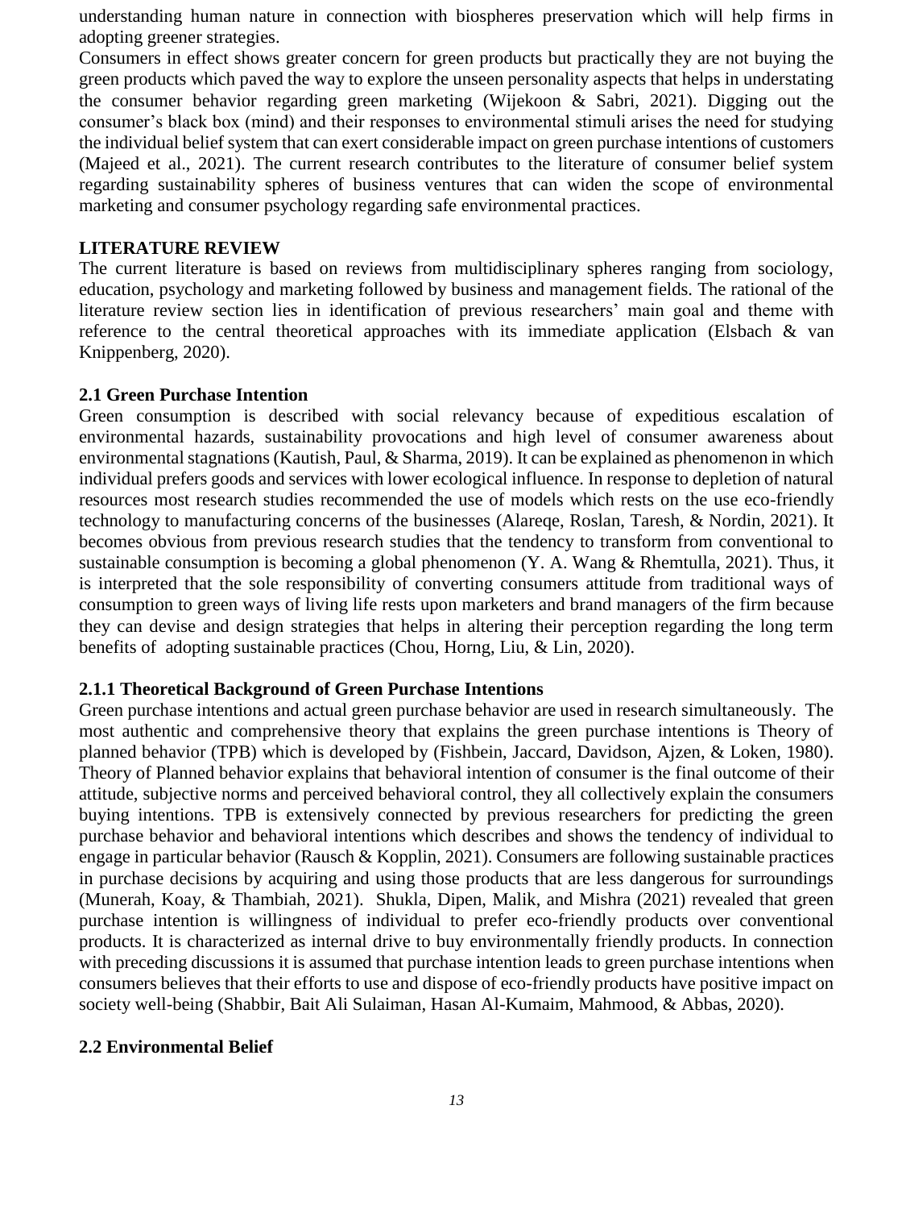understanding human nature in connection with biospheres preservation which will help firms in adopting greener strategies.

Consumers in effect shows greater concern for green products but practically they are not buying the green products which paved the way to explore the unseen personality aspects that helps in understating the consumer behavior regarding green marketing (Wijekoon & Sabri, 2021). Digging out the consumer's black box (mind) and their responses to environmental stimuli arises the need for studying the individual belief system that can exert considerable impact on green purchase intentions of customers (Majeed et al., 2021). The current research contributes to the literature of consumer belief system regarding sustainability spheres of business ventures that can widen the scope of environmental marketing and consumer psychology regarding safe environmental practices.

## LITERATURE REVIEW

The current literature is based on reviews from multidisciplinary spheres ranging from sociology, education, psychology and marketing followed by business and management fields. The rational of the literature review section lies in identification of previous researchers' main goal and theme with reference to the central theoretical approaches with its immediate application (Elsbach & van Knippenberg, 2020).

### 2.1 Green Purchase Intention

Green consumption is described with social relevancy because of expeditious escalation of environmental hazards, sustainability provocations and high level of consumer awareness about environmental stagnations (Kautish, Paul, & Sharma, 2019). It can be explained as phenomenon in which individual prefers goods and services with lower ecological influence. In response to depletion of natural resources most research studies recommended the use of models which rests on the use eco-friendly technology to manufacturing concerns of the businesses (Alareqe, Roslan, Taresh, & Nordin, 2021). It becomes obvious from previous research studies that the tendency to transform from conventional to sustainable consumption is becoming a global phenomenon (Y. A. Wang & Rhemtulla, 2021). Thus, it is interpreted that the sole responsibility of converting consumers attitude from traditional ways of consumption to green ways of living life rests upon marketers and brand managers of the firm because they can devise and design strategies that helps in altering their perception regarding the long term benefits of adopting sustainable practices (Chou, Horng, Liu, & Lin, 2020).

#### 2.1.1 Theoretical Background of Green Purchase Intentions

Green purchase intentions and actual green purchase behavior are used in research simultaneously. The most authentic and comprehensive theory that explains the green purchase intentions is Theory of planned behavior (TPB) which is developed by (Fishbein, Jaccard, Davidson, Ajzen, & Loken, 1980). Theory of Planned behavior explains that behavioral intention of consumer is the final outcome of their attitude, subjective norms and perceived behavioral control, they all collectively explain the consumers buying intentions. TPB is extensively connected by previous researchers for predicting the green purchase behavior and behavioral intentions which describes and shows the tendency of individual to engage in particular behavior (Rausch & Kopplin, 2021). Consumers are following sustainable practices in purchase decisions by acquiring and using those products that are less dangerous for surroundings (Munerah, Koay, & Thambiah, 2021). Shukla, Dipen, Malik, and Mishra (2021) revealed that green purchase intention is willingness of individual to prefer eco-friendly products over conventional products. It is characterized as internal drive to buy environmentally friendly products. In connection with preceding discussions it is assumed that purchase intention leads to green purchase intentions when consumers believes that their efforts to use and dispose of eco-friendly products have positive impact on society well-being (Shabbir, Bait Ali Sulaiman, Hasan Al-Kumaim, Mahmood, & Abbas, 2020).

### 2.2 Environmental Belief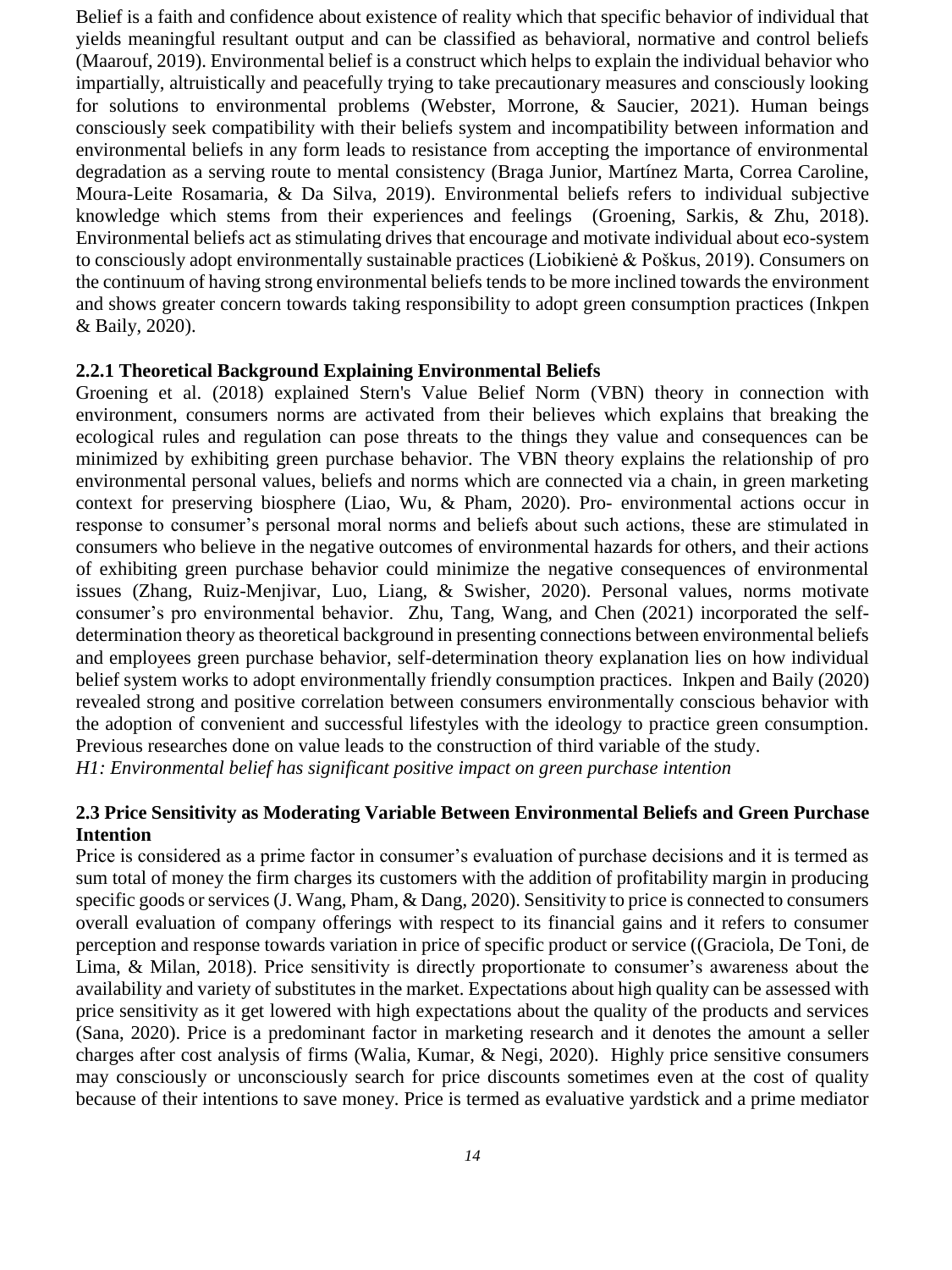Belief is a faith and confidence about existence of reality which that specific behavior of individual that yields meaningful resultant output and can be classified as behavioral, normative and control beliefs (Maarouf, 2019). Environmental belief is a construct which helps to explain the individual behavior who impartially, altruistically and peacefully trying to take precautionary measures and consciously looking for solutions to environmental problems (Webster, Morrone, & Saucier, 2021). Human beings consciously seek compatibility with their beliefs system and incompatibility between information and environmental beliefs in any form leads to resistance from accepting the importance of environmental degradation as a serving route to mental consistency (Braga Junior, Martínez Marta, Correa Caroline, Moura-Leite Rosamaria, & Da Silva, 2019). Environmental beliefs refers to individual subjective knowledge which stems from their experiences and feelings (Groening, Sarkis, & Zhu, 2018). Environmental beliefs act as stimulating drives that encourage and motivate individual about eco-system to consciously adopt environmentally sustainable practices (Liobikienė & Poškus, 2019). Consumers on the continuum of having strong environmental beliefs tends to be more inclined towards the environment and shows greater concern towards taking responsibility to adopt green consumption practices (Inkpen & Baily, 2020).

### 2.2.1 Theoretical Background Explaining Environmental Beliefs

Groening et al. (2018) explained Stern's Value Belief Norm (VBN) theory in connection with environment, consumers norms are activated from their believes which explains that breaking the ecological rules and regulation can pose threats to the things they value and consequences can be minimized by exhibiting green purchase behavior. The VBN theory explains the relationship of pro environmental personal values, beliefs and norms which are connected via a chain, in green marketing context for preserving biosphere (Liao, Wu, & Pham, 2020). Pro- environmental actions occur in response to consumer's personal moral norms and beliefs about such actions, these are stimulated in consumers who believe in the negative outcomes of environmental hazards for others, and their actions of exhibiting green purchase behavior could minimize the negative consequences of environmental issues (Zhang, Ruiz-Menjivar, Luo, Liang, & Swisher, 2020). Personal values, norms motivate consumer's pro environmental behavior. Zhu, Tang, Wang, and Chen (2021) incorporated the self-determination theory as theoretical background in presenting connections between environmental beliefs and employees green purchase behavior, self-determination theory explanation lies on how individual belief system works to adopt environmentally friendly consumption practices. Inkpen and Baily (2020) revealed strong and positive correlation between consumers environmentally conscious behavior with the adoption of convenient and successful lifestyles with the ideology to practice green consumption. Previous researches done on value leads to the construction of third variable of the study.

*H1: Environmental belief has significant positive impact on green purchase intention*

### 2.3 Price Sensitivity as Moderating Variable Between Environmental Beliefs and Green Purchase Intention

Price is considered as a prime factor in consumer's evaluation of purchase decisions and it is termed as sum total of money the firm charges its customers with the addition of profitability margin in producing specific goods or services (J. Wang, Pham, & Dang, 2020). Sensitivity to price is connected to consumers overall evaluation of company offerings with respect to its financial gains and it refers to consumer perception and response towards variation in price of specific product or service ((Graciola, De Toni, de Lima, & Milan, 2018). Price sensitivity is directly proportionate to consumer's awareness about the availability and variety of substitutes in the market. Expectations about high quality can be assessed with price sensitivity as it get lowered with high expectations about the quality of the products and services (Sana, 2020). Price is a predominant factor in marketing research and it denotes the amount a seller charges after cost analysis of firms (Walia, Kumar, & Negi, 2020). Highly price sensitive consumers may consciously or unconsciously search for price discounts sometimes even at the cost of quality because of their intentions to save money. Price is termed as evaluative yardstick and a prime mediator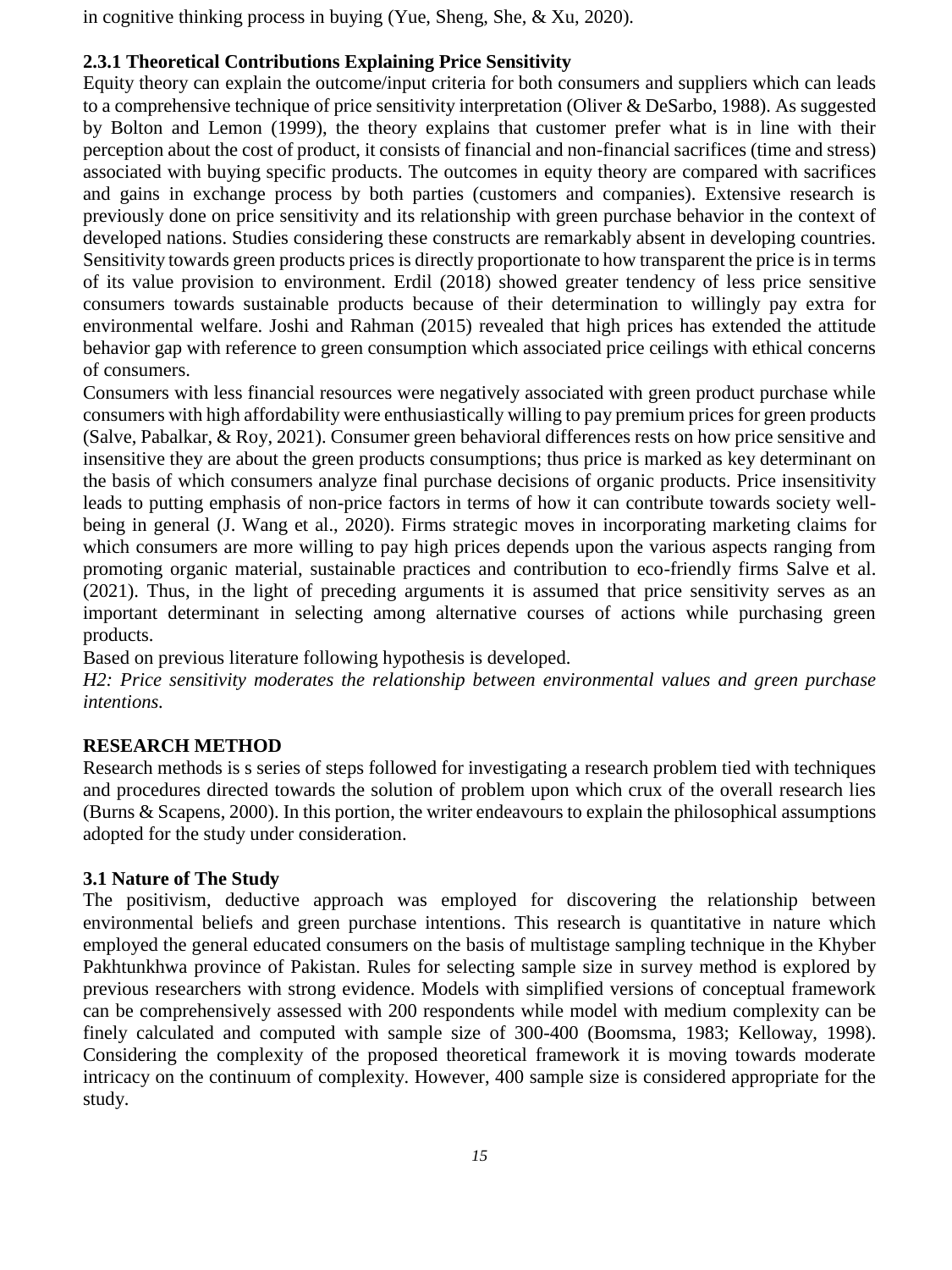in cognitive thinking process in buying (Yue, Sheng, She, & Xu, 2020).

### 2.3.1 Theoretical Contributions Explaining Price Sensitivity

Equity theory can explain the outcome/input criteria for both consumers and suppliers which can leads to a comprehensive technique of price sensitivity interpretation (Oliver & DeSarbo, 1988). As suggested by Bolton and Lemon (1999), the theory explains that customer prefer what is in line with their perception about the cost of product, it consists of financial and non-financial sacrifices (time and stress) associated with buying specific products. The outcomes in equity theory are compared with sacrifices and gains in exchange process by both parties (customers and companies). Extensive research is previously done on price sensitivity and its relationship with green purchase behavior in the context of developed nations. Studies considering these constructs are remarkably absent in developing countries. Sensitivity towards green products prices is directly proportionate to how transparent the price is in terms of its value provision to environment. Erdil (2018) showed greater tendency of less price sensitive consumers towards sustainable products because of their determination to willingly pay extra for environmental welfare. Joshi and Rahman (2015) revealed that high prices has extended the attitude behavior gap with reference to green consumption which associated price ceilings with ethical concerns of consumers.

Consumers with less financial resources were negatively associated with green product purchase while consumers with high affordability were enthusiastically willing to pay premium prices for green products (Salve, Pabalkar, & Roy, 2021). Consumer green behavioral differences rests on how price sensitive and insensitive they are about the green products consumptions; thus price is marked as key determinant on the basis of which consumers analyze final purchase decisions of organic products. Price insensitivity leads to putting emphasis of non-price factors in terms of how it can contribute towards society well-being in general (J. Wang et al., 2020). Firms strategic moves in incorporating marketing claims for which consumers are more willing to pay high prices depends upon the various aspects ranging from promoting organic material, sustainable practices and contribution to eco-friendly firms Salve et al. (2021). Thus, in the light of preceding arguments it is assumed that price sensitivity serves as an important determinant in selecting among alternative courses of actions while purchasing green products.

Based on previous literature following hypothesis is developed.

*H2: Price sensitivity moderates the relationship between environmental values and green purchase intentions.*

## RESEARCH METHOD

Research methods is s series of steps followed for investigating a research problem tied with techniques and procedures directed towards the solution of problem upon which crux of the overall research lies (Burns & Scapens, 2000). In this portion, the writer endeavours to explain the philosophical assumptions adopted for the study under consideration.

### 3.1 Nature of The Study

The positivism, deductive approach was employed for discovering the relationship between environmental beliefs and green purchase intentions. This research is quantitative in nature which employed the general educated consumers on the basis of multistage sampling technique in the Khyber Pakhtunkhwa province of Pakistan. Rules for selecting sample size in survey method is explored by previous researchers with strong evidence. Models with simplified versions of conceptual framework can be comprehensively assessed with 200 respondents while model with medium complexity can be finely calculated and computed with sample size of 300-400 (Boomsma, 1983; Kelloway, 1998). Considering the complexity of the proposed theoretical framework it is moving towards moderate intricacy on the continuum of complexity. However, 400 sample size is considered appropriate for the study.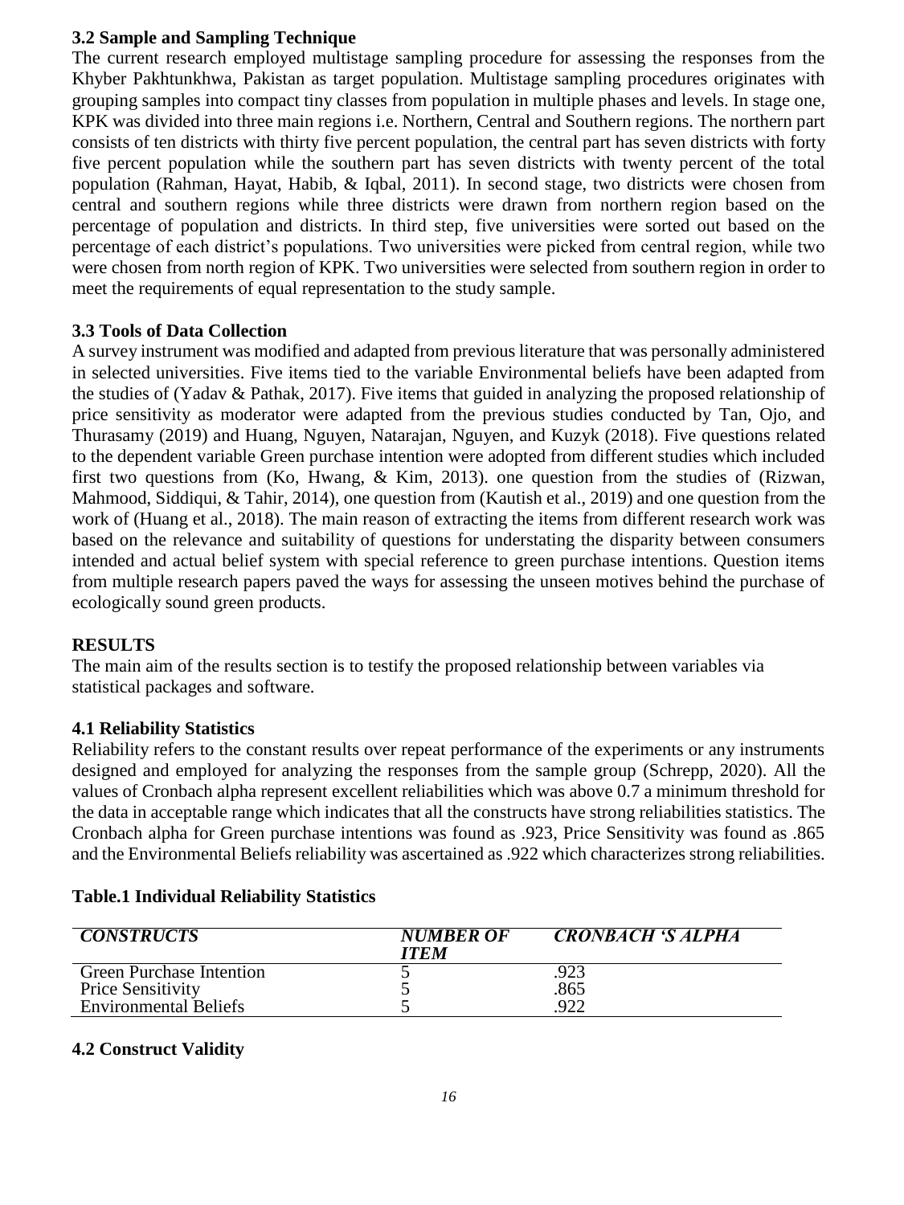### 3.2 Sample and Sampling Technique

The current research employed multistage sampling procedure for assessing the responses from the Khyber Pakhtunkhwa, Pakistan as target population. Multistage sampling procedures originates with grouping samples into compact tiny classes from population in multiple phases and levels. In stage one, KPK was divided into three main regions i.e. Northern, Central and Southern regions. The northern part consists of ten districts with thirty five percent population, the central part has seven districts with forty five percent population while the southern part has seven districts with twenty percent of the total population (Rahman, Hayat, Habib, & Iqbal, 2011). In second stage, two districts were chosen from central and southern regions while three districts were drawn from northern region based on the percentage of population and districts. In third step, five universities were sorted out based on the percentage of each district's populations. Two universities were picked from central region, while two were chosen from north region of KPK. Two universities were selected from southern region in order to meet the requirements of equal representation to the study sample.

### 3.3 Tools of Data Collection

A survey instrument was modified and adapted from previous literature that was personally administered in selected universities. Five items tied to the variable Environmental beliefs have been adapted from the studies of (Yadav & Pathak, 2017). Five items that guided in analyzing the proposed relationship of price sensitivity as moderator were adapted from the previous studies conducted by Tan, Ojo, and Thurasamy (2019) and Huang, Nguyen, Natarajan, Nguyen, and Kuzyk (2018). Five questions related to the dependent variable Green purchase intention were adopted from different studies which included first two questions from (Ko, Hwang, & Kim, 2013). one question from the studies of (Rizwan, Mahmood, Siddiqui, & Tahir, 2014), one question from (Kautish et al., 2019) and one question from the work of (Huang et al., 2018). The main reason of extracting the items from different research work was based on the relevance and suitability of questions for understating the disparity between consumers intended and actual belief system with special reference to green purchase intentions. Question items from multiple research papers paved the ways for assessing the unseen motives behind the purchase of ecologically sound green products.

## RESULTS

The main aim of the results section is to testify the proposed relationship between variables via statistical packages and software.

### 4.1 Reliability Statistics

Reliability refers to the constant results over repeat performance of the experiments or any instruments designed and employed for analyzing the responses from the sample group (Schrepp, 2020). All the values of Cronbach alpha represent excellent reliabilities which was above 0.7 a minimum threshold for the data in acceptable range which indicates that all the constructs have strong reliabilities statistics. The Cronbach alpha for Green purchase intentions was found as .923, Price Sensitivity was found as .865 and the Environmental Beliefs reliability was ascertained as .922 which characterizes strong reliabilities.

**Table.1 Individual Reliability Statistics**

| *CONSTRUCTS* | *NUMBER OF ITEM* | *CRONBACH 'S ALPHA* |
|---|---|---|
| Green Purchase Intention | 5 | .923 |
| Price Sensitivity | 5 | .865 |
| Environmental Beliefs | 5 | .922 |

### 4.2 Construct Validity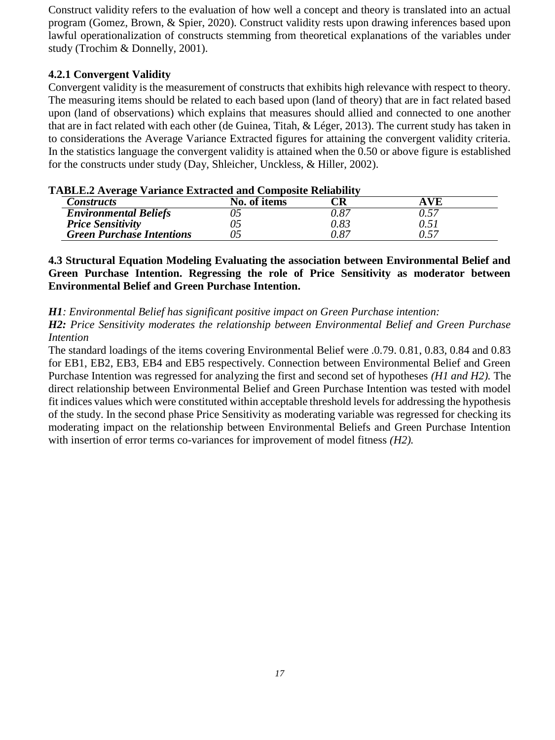Construct validity refers to the evaluation of how well a concept and theory is translated into an actual program (Gomez, Brown, & Spier, 2020). Construct validity rests upon drawing inferences based upon lawful operationalization of constructs stemming from theoretical explanations of the variables under study (Trochim & Donnelly, 2001).

### 4.2.1 Convergent Validity

Convergent validity is the measurement of constructs that exhibits high relevance with respect to theory. The measuring items should be related to each based upon (land of theory) that are in fact related based upon (land of observations) which explains that measures should allied and connected to one another that are in fact related with each other (de Guinea, Titah, & Léger, 2013). The current study has taken in to considerations the Average Variance Extracted figures for attaining the convergent validity criteria. In the statistics language the convergent validity is attained when the 0.50 or above figure is established for the constructs under study (Day, Shleicher, Unckless, & Hiller, 2002).

**TABLE.2 Average Variance Extracted and Composite Reliability**

| *Constructs* | No. of items | CR | AVE |
|---|---|---|---|
| ***Environmental Beliefs*** | *05* | *0.87* | *0.57* |
| ***Price Sensitivity*** | *05* | *0.83* | *0.51* |
| ***Green Purchase Intentions*** | *05* | *0.87* | *0.57* |

### 4.3 Structural Equation Modeling Evaluating the association between Environmental Belief and Green Purchase Intention. Regressing the role of Price Sensitivity as moderator between Environmental Belief and Green Purchase Intention.

***H1**: Environmental Belief has significant positive impact on Green Purchase intention:*

***H2:** Price Sensitivity moderates the relationship between Environmental Belief and Green Purchase Intention*

The standard loadings of the items covering Environmental Belief were .0.79. 0.81, 0.83, 0.84 and 0.83 for EB1, EB2, EB3, EB4 and EB5 respectively. Connection between Environmental Belief and Green Purchase Intention was regressed for analyzing the first and second set of hypotheses *(H1 and H2).* The direct relationship between Environmental Belief and Green Purchase Intention was tested with model fit indices values which were constituted within acceptable threshold levels for addressing the hypothesis of the study. In the second phase Price Sensitivity as moderating variable was regressed for checking its moderating impact on the relationship between Environmental Beliefs and Green Purchase Intention with insertion of error terms co-variances for improvement of model fitness *(H2).*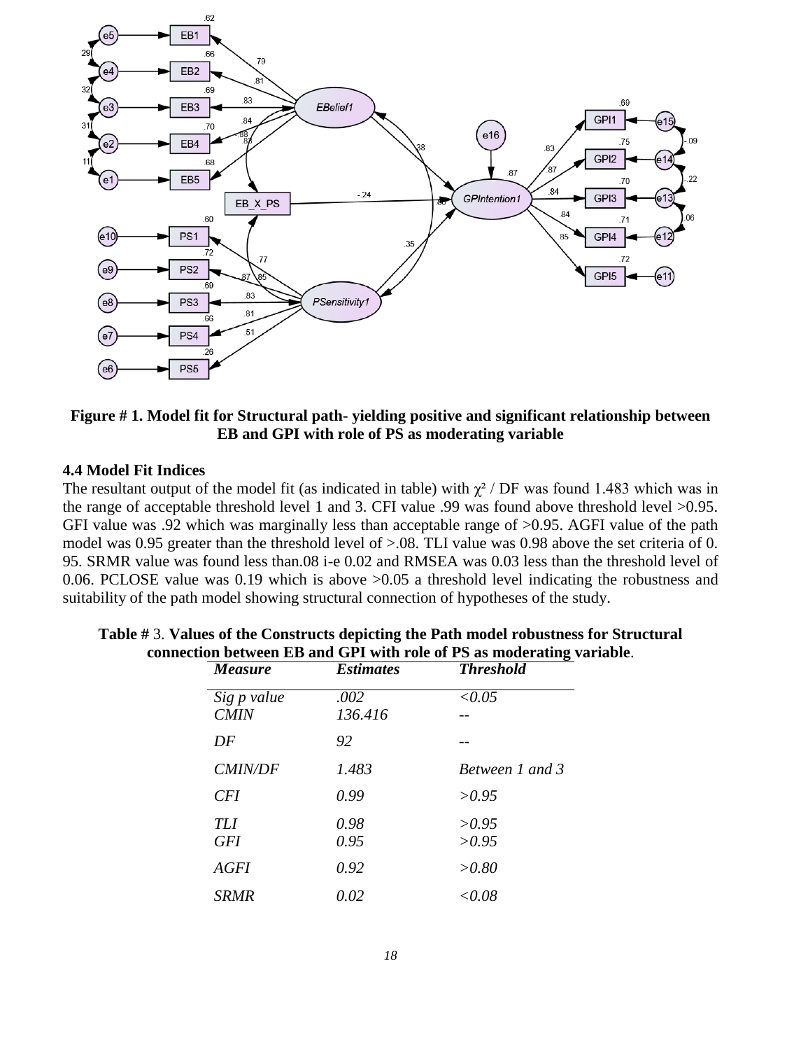**Figure # 1. Model fit for Structural path- yielding positive and significant relationship between EB and GPI with role of PS as moderating variable**

### 4.4 Model Fit Indices

The resultant output of the model fit (as indicated in table) with $\chi^2$ / DF was found 1.483 which was in the range of acceptable threshold level 1 and 3. CFI value .99 was found above threshold level >0.95. GFI value was .92 which was marginally less than acceptable range of >0.95. AGFI value of the path model was 0.95 greater than the threshold level of >.08. TLI value was 0.98 above the set criteria of 0. 95. SRMR value was found less than.08 i-e 0.02 and RMSEA was 0.03 less than the threshold level of 0.06. PCLOSE value was 0.19 which is above >0.05 a threshold level indicating the robustness and suitability of the path model showing structural connection of hypotheses of the study.

**Table #** 3. **Values of the Constructs depicting the Path model robustness for Structural connection between EB and GPI with role of PS as moderating variable**.

| *Measure* | *Estimates* | *Threshold* |
|---|---|---|
| *Sig p value* | *.002* | *<0.05* |
| *CMIN* | *136.416* | -- |
| *DF* | *92* | -- |
| *CMIN/DF* | *1.483* | *Between 1 and 3* |
| *CFI* | *0.99* | *>0.95* |
| *TLI* | *0.98* | *>0.95* |
| *GFI* | *0.95* | *>0.95* |
| *AGFI* | *0.92* | *>0.80* |
| *SRMR* | *0.02* | *<0.08* |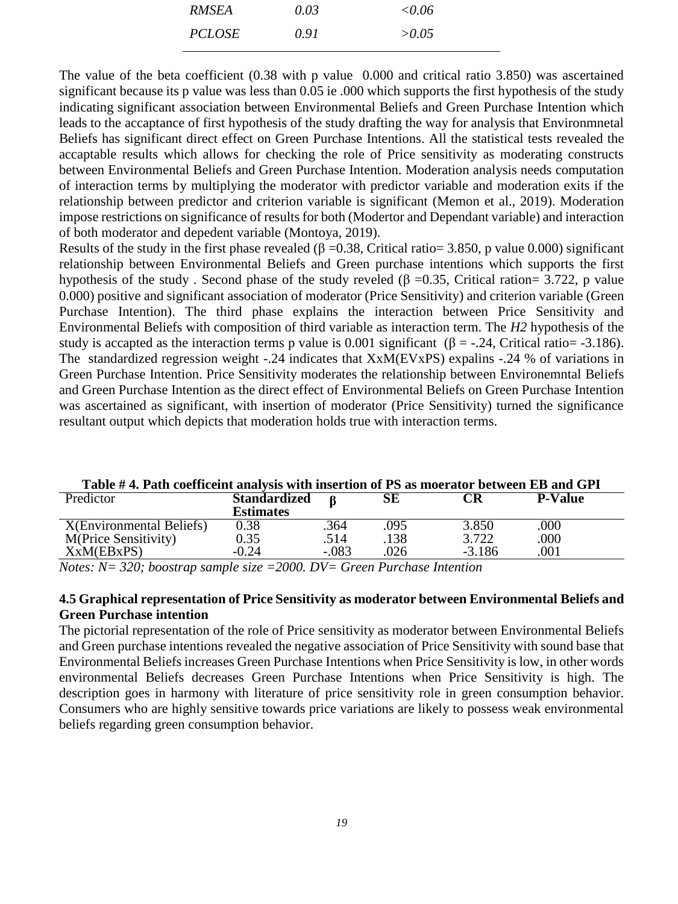| RMSEA | 0.03 | <0.06 |
|---|---|---|
| PCLOSE | 0.91 | >0.05 |

The value of the beta coefficient (0.38 with p value 0.000 and critical ratio 3.850) was ascertained significant because its p value was less than 0.05 ie .000 which supports the first hypothesis of the study indicating significant association between Environmental Beliefs and Green Purchase Intention which leads to the accaptance of first hypothesis of the study drafting the way for analysis that Environmnetal Beliefs has significant direct effect on Green Purchase Intentions. All the statistical tests revealed the accaptable results which allows for checking the role of Price sensitivity as moderating constructs between Environmental Beliefs and Green Purchase Intention. Moderation analysis needs computation of interaction terms by multiplying the moderator with predictor variable and moderation exits if the relationship between predictor and criterion variable is significant (Memon et al., 2019). Moderation impose restrictions on significance of results for both (Modertor and Dependant variable) and interaction of both moderator and depedent variable (Montoya, 2019).

Results of the study in the first phase revealed (β =0.38, Critical ratio= 3.850, p value 0.000) significant relationship between Environmental Beliefs and Green purchase intentions which supports the first hypothesis of the study . Second phase of the study reveled (β =0.35, Critical ration= 3.722, p value 0.000) positive and significant association of moderator (Price Sensitivity) and criterion variable (Green Purchase Intention). The third phase explains the interaction between Price Sensitivity and Environmental Beliefs with composition of third variable as interaction term. The *H2* hypothesis of the study is accapted as the interaction terms p value is 0.001 significant (β = -.24, Critical ratio= -3.186). The standardized regression weight -.24 indicates that XxM(EVxPS) expalins -.24 % of variations in Green Purchase Intention. Price Sensitivity moderates the relationship between Environemntal Beliefs and Green Purchase Intention as the direct effect of Environmental Beliefs on Green Purchase Intention was ascertained as significant, with insertion of moderator (Price Sensitivity) turned the significance resultant output which depicts that moderation holds true with interaction terms.

**Table # 4. Path coefficeint analysis with insertion of PS as moerator between EB and GPI**

| Predictor | Standardized Estimates | β | SE | CR | P-Value |
|---|---|---|---|---|---|
| X(Environmental Beliefs) | 0.38 | .364 | .095 | 3.850 | .000 |
| M(Price Sensitivity) | 0.35 | .514 | .138 | 3.722 | .000 |
| XxM(EBxPS) | -0.24 | -.083 | .026 | -3.186 | .001 |

*Notes: N= 320; boostrap sample size =2000. DV= Green Purchase Intention*

### 4.5 Graphical representation of Price Sensitivity as moderator between Environmental Beliefs and Green Purchase intention

The pictorial representation of the role of Price sensitivity as moderator between Environmental Beliefs and Green purchase intentions revealed the negative association of Price Sensitivity with sound base that Environmental Beliefs increases Green Purchase Intentions when Price Sensitivity is low, in other words environmental Beliefs decreases Green Purchase Intentions when Price Sensitivity is high. The description goes in harmony with literature of price sensitivity role in green consumption behavior. Consumers who are highly sensitive towards price variations are likely to possess weak environmental beliefs regarding green consumption behavior.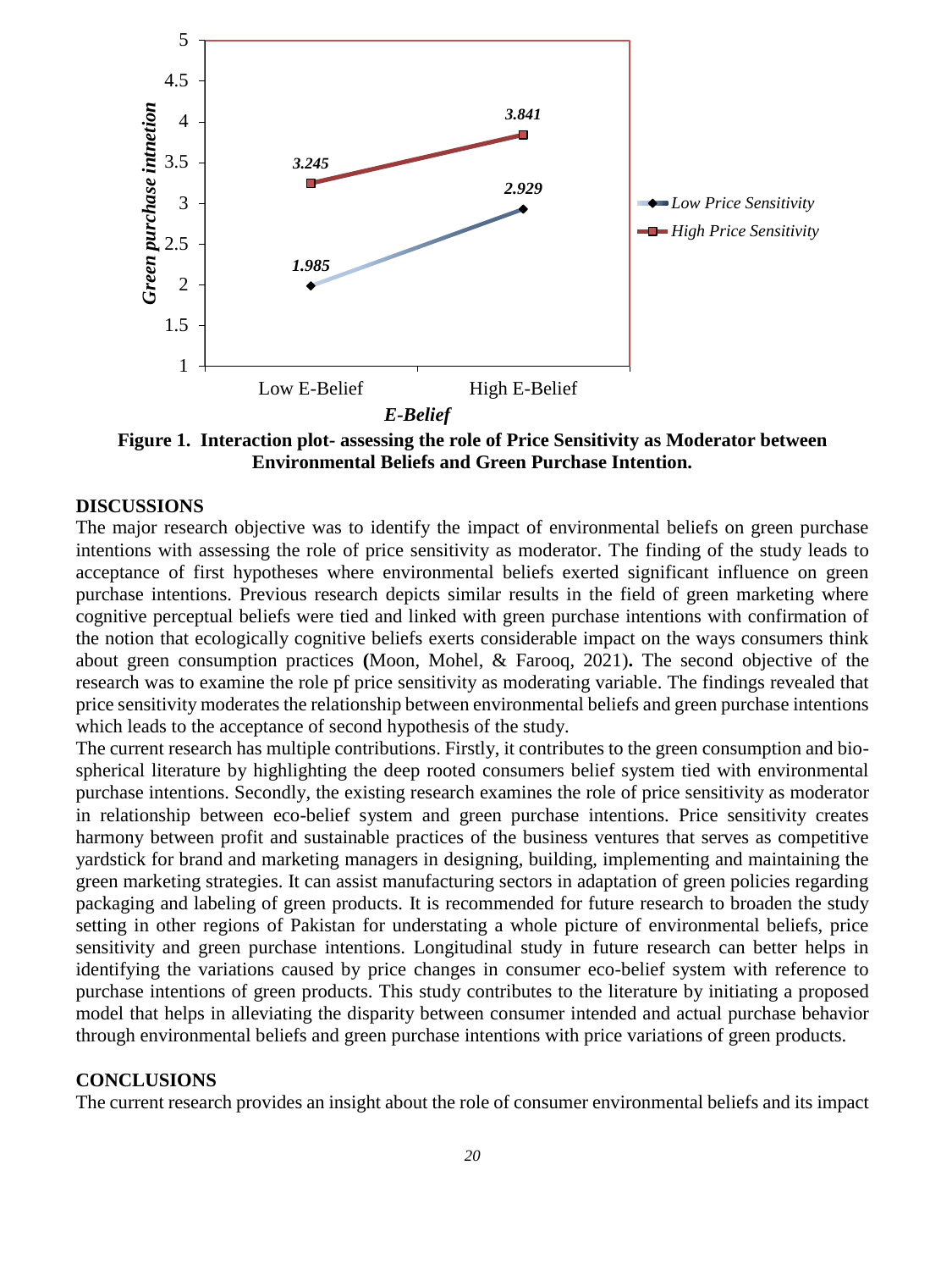**Figure 1. Interaction plot- assessing the role of Price Sensitivity as Moderator between Environmental Beliefs and Green Purchase Intention.**

## DISCUSSIONS

The major research objective was to identify the impact of environmental beliefs on green purchase intentions with assessing the role of price sensitivity as moderator. The finding of the study leads to acceptance of first hypotheses where environmental beliefs exerted significant influence on green purchase intentions. Previous research depicts similar results in the field of green marketing where cognitive perceptual beliefs were tied and linked with green purchase intentions with confirmation of the notion that ecologically cognitive beliefs exerts considerable impact on the ways consumers think about green consumption practices **(**Moon, Mohel, & Farooq, 2021)**.** The second objective of the research was to examine the role pf price sensitivity as moderating variable. The findings revealed that price sensitivity moderates the relationship between environmental beliefs and green purchase intentions which leads to the acceptance of second hypothesis of the study.

The current research has multiple contributions. Firstly, it contributes to the green consumption and bio-spherical literature by highlighting the deep rooted consumers belief system tied with environmental purchase intentions. Secondly, the existing research examines the role of price sensitivity as moderator in relationship between eco-belief system and green purchase intentions. Price sensitivity creates harmony between profit and sustainable practices of the business ventures that serves as competitive yardstick for brand and marketing managers in designing, building, implementing and maintaining the green marketing strategies. It can assist manufacturing sectors in adaptation of green policies regarding packaging and labeling of green products. It is recommended for future research to broaden the study setting in other regions of Pakistan for understating a whole picture of environmental beliefs, price sensitivity and green purchase intentions. Longitudinal study in future research can better helps in identifying the variations caused by price changes in consumer eco-belief system with reference to purchase intentions of green products. This study contributes to the literature by initiating a proposed model that helps in alleviating the disparity between consumer intended and actual purchase behavior through environmental beliefs and green purchase intentions with price variations of green products.

## CONCLUSIONS

The current research provides an insight about the role of consumer environmental beliefs and its impact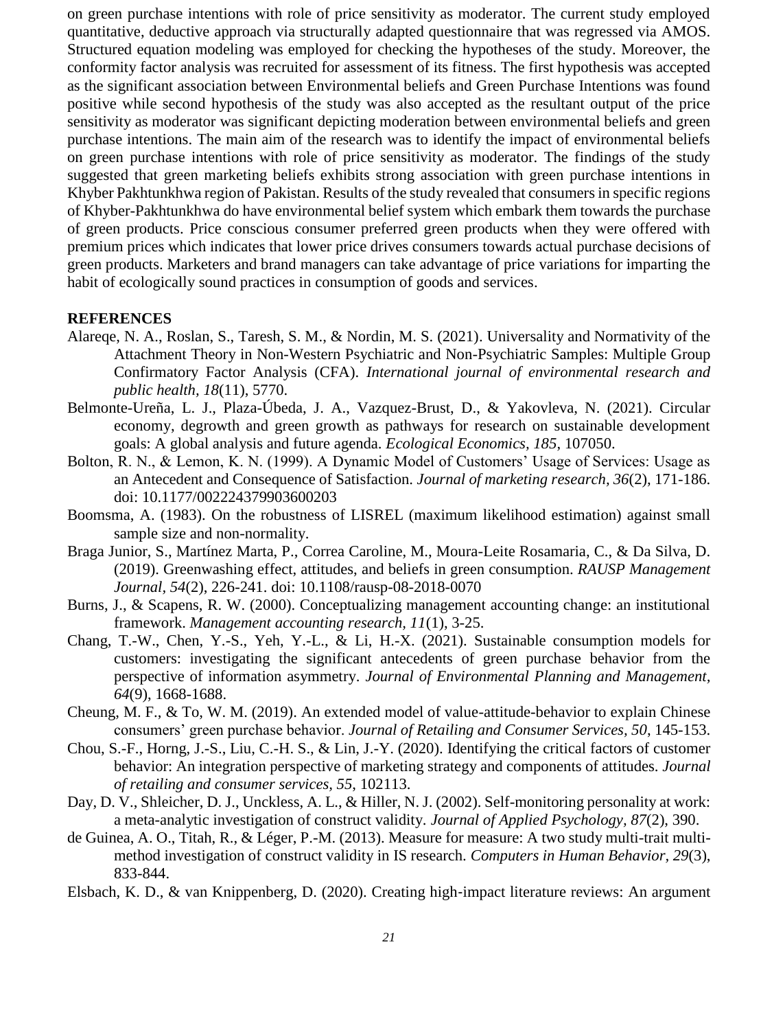on green purchase intentions with role of price sensitivity as moderator. The current study employed quantitative, deductive approach via structurally adapted questionnaire that was regressed via AMOS. Structured equation modeling was employed for checking the hypotheses of the study. Moreover, the conformity factor analysis was recruited for assessment of its fitness. The first hypothesis was accepted as the significant association between Environmental beliefs and Green Purchase Intentions was found positive while second hypothesis of the study was also accepted as the resultant output of the price sensitivity as moderator was significant depicting moderation between environmental beliefs and green purchase intentions. The main aim of the research was to identify the impact of environmental beliefs on green purchase intentions with role of price sensitivity as moderator. The findings of the study suggested that green marketing beliefs exhibits strong association with green purchase intentions in Khyber Pakhtunkhwa region of Pakistan. Results of the study revealed that consumers in specific regions of Khyber-Pakhtunkhwa do have environmental belief system which embark them towards the purchase of green products. Price conscious consumer preferred green products when they were offered with premium prices which indicates that lower price drives consumers towards actual purchase decisions of green products. Marketers and brand managers can take advantage of price variations for imparting the habit of ecologically sound practices in consumption of goods and services.

## REFERENCES

Alareqe, N. A., Roslan, S., Taresh, S. M., & Nordin, M. S. (2021). Universality and Normativity of the Attachment Theory in Non-Western Psychiatric and Non-Psychiatric Samples: Multiple Group Confirmatory Factor Analysis (CFA). *International journal of environmental research and public health, 18*(11), 5770.

Belmonte-Ureña, L. J., Plaza-Úbeda, J. A., Vazquez-Brust, D., & Yakovleva, N. (2021). Circular economy, degrowth and green growth as pathways for research on sustainable development goals: A global analysis and future agenda. *Ecological Economics, 185*, 107050.

Bolton, R. N., & Lemon, K. N. (1999). A Dynamic Model of Customers' Usage of Services: Usage as an Antecedent and Consequence of Satisfaction. *Journal of marketing research, 36*(2), 171-186. doi: 10.1177/002224379903600203

Boomsma, A. (1983). On the robustness of LISREL (maximum likelihood estimation) against small sample size and non-normality.

Braga Junior, S., Martínez Marta, P., Correa Caroline, M., Moura-Leite Rosamaria, C., & Da Silva, D. (2019). Greenwashing effect, attitudes, and beliefs in green consumption. *RAUSP Management Journal, 54*(2), 226-241. doi: 10.1108/rausp-08-2018-0070

Burns, J., & Scapens, R. W. (2000). Conceptualizing management accounting change: an institutional framework. *Management accounting research, 11*(1), 3-25.

Chang, T.-W., Chen, Y.-S., Yeh, Y.-L., & Li, H.-X. (2021). Sustainable consumption models for customers: investigating the significant antecedents of green purchase behavior from the perspective of information asymmetry. *Journal of Environmental Planning and Management, 64*(9), 1668-1688.

Cheung, M. F., & To, W. M. (2019). An extended model of value-attitude-behavior to explain Chinese consumers' green purchase behavior. *Journal of Retailing and Consumer Services, 50*, 145-153.

Chou, S.-F., Horng, J.-S., Liu, C.-H. S., & Lin, J.-Y. (2020). Identifying the critical factors of customer behavior: An integration perspective of marketing strategy and components of attitudes. *Journal of retailing and consumer services, 55*, 102113.

Day, D. V., Shleicher, D. J., Unckless, A. L., & Hiller, N. J. (2002). Self-monitoring personality at work: a meta-analytic investigation of construct validity. *Journal of Applied Psychology, 87*(2), 390.

de Guinea, A. O., Titah, R., & Léger, P.-M. (2013). Measure for measure: A two study multi-trait multi-method investigation of construct validity in IS research. *Computers in Human Behavior, 29*(3), 833-844.

Elsbach, K. D., & van Knippenberg, D. (2020). Creating high-impact literature reviews: An argument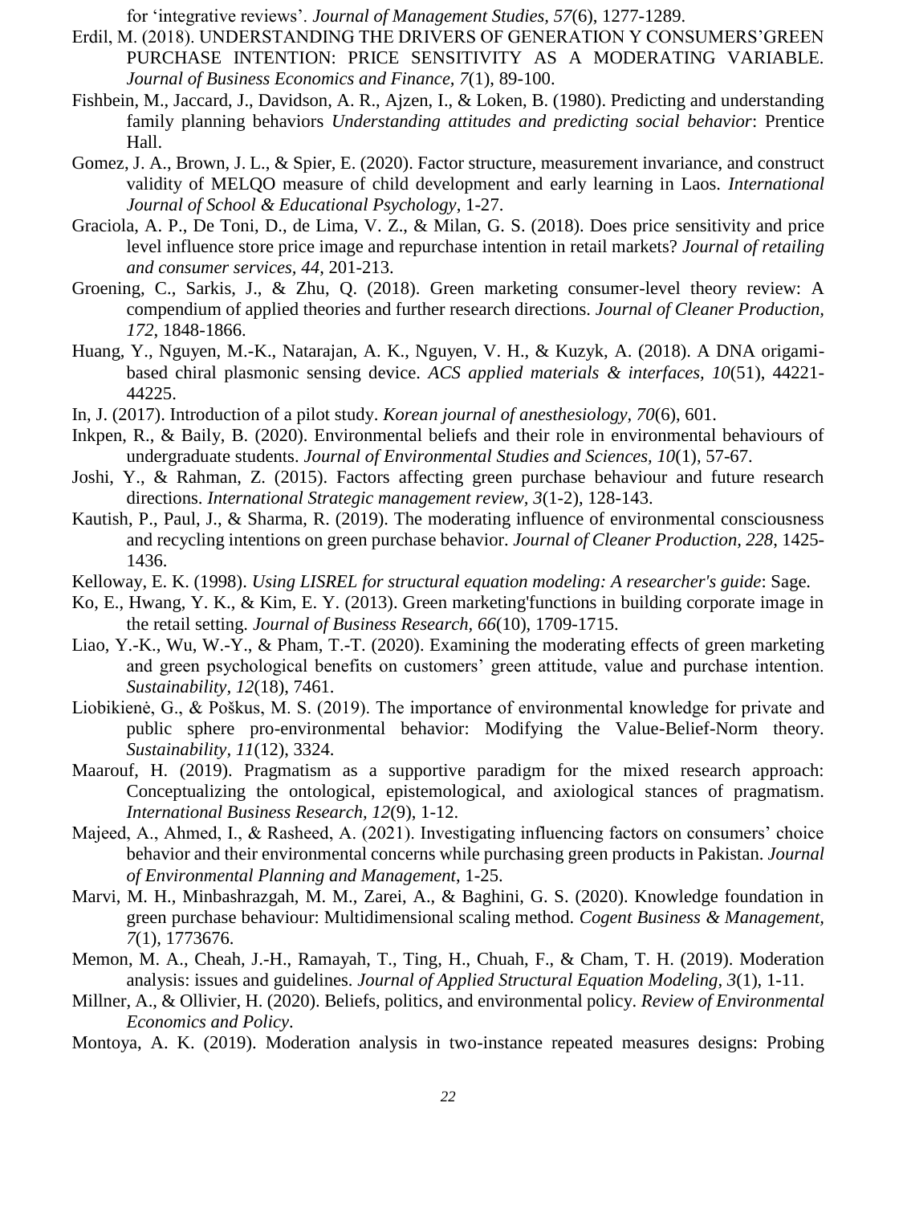for 'integrative reviews'. *Journal of Management Studies, 57*(6), 1277-1289.

Erdil, M. (2018). UNDERSTANDING THE DRIVERS OF GENERATION Y CONSUMERS'GREEN PURCHASE INTENTION: PRICE SENSITIVITY AS A MODERATING VARIABLE. *Journal of Business Economics and Finance, 7*(1), 89-100.

Fishbein, M., Jaccard, J., Davidson, A. R., Ajzen, I., & Loken, B. (1980). Predicting and understanding family planning behaviors *Understanding attitudes and predicting social behavior*: Prentice Hall.

Gomez, J. A., Brown, J. L., & Spier, E. (2020). Factor structure, measurement invariance, and construct validity of MELQO measure of child development and early learning in Laos. *International Journal of School & Educational Psychology*, 1-27.

Graciola, A. P., De Toni, D., de Lima, V. Z., & Milan, G. S. (2018). Does price sensitivity and price level influence store price image and repurchase intention in retail markets? *Journal of retailing and consumer services, 44*, 201-213.

Groening, C., Sarkis, J., & Zhu, Q. (2018). Green marketing consumer-level theory review: A compendium of applied theories and further research directions. *Journal of Cleaner Production, 172*, 1848-1866.

Huang, Y., Nguyen, M.-K., Natarajan, A. K., Nguyen, V. H., & Kuzyk, A. (2018). A DNA origami-based chiral plasmonic sensing device. *ACS applied materials & interfaces, 10*(51), 44221-44225.

In, J. (2017). Introduction of a pilot study. *Korean journal of anesthesiology, 70*(6), 601.

Inkpen, R., & Baily, B. (2020). Environmental beliefs and their role in environmental behaviours of undergraduate students. *Journal of Environmental Studies and Sciences, 10*(1), 57-67.

Joshi, Y., & Rahman, Z. (2015). Factors affecting green purchase behaviour and future research directions. *International Strategic management review, 3*(1-2), 128-143.

Kautish, P., Paul, J., & Sharma, R. (2019). The moderating influence of environmental consciousness and recycling intentions on green purchase behavior. *Journal of Cleaner Production, 228*, 1425-1436.

Kelloway, E. K. (1998). *Using LISREL for structural equation modeling: A researcher's guide*: Sage.

Ko, E., Hwang, Y. K., & Kim, E. Y. (2013). Green marketing'functions in building corporate image in the retail setting. *Journal of Business Research, 66*(10), 1709-1715.

Liao, Y.-K., Wu, W.-Y., & Pham, T.-T. (2020). Examining the moderating effects of green marketing and green psychological benefits on customers' green attitude, value and purchase intention. *Sustainability, 12*(18), 7461.

Liobikienė, G., & Poškus, M. S. (2019). The importance of environmental knowledge for private and public sphere pro-environmental behavior: Modifying the Value-Belief-Norm theory. *Sustainability, 11*(12), 3324.

Maarouf, H. (2019). Pragmatism as a supportive paradigm for the mixed research approach: Conceptualizing the ontological, epistemological, and axiological stances of pragmatism. *International Business Research, 12*(9), 1-12.

Majeed, A., Ahmed, I., & Rasheed, A. (2021). Investigating influencing factors on consumers' choice behavior and their environmental concerns while purchasing green products in Pakistan. *Journal of Environmental Planning and Management*, 1-25.

Marvi, M. H., Minbashrazgah, M. M., Zarei, A., & Baghini, G. S. (2020). Knowledge foundation in green purchase behaviour: Multidimensional scaling method. *Cogent Business & Management, 7*(1), 1773676.

Memon, M. A., Cheah, J.-H., Ramayah, T., Ting, H., Chuah, F., & Cham, T. H. (2019). Moderation analysis: issues and guidelines. *Journal of Applied Structural Equation Modeling, 3*(1), 1-11.

Millner, A., & Ollivier, H. (2020). Beliefs, politics, and environmental policy. *Review of Environmental Economics and Policy*.

Montoya, A. K. (2019). Moderation analysis in two-instance repeated measures designs: Probing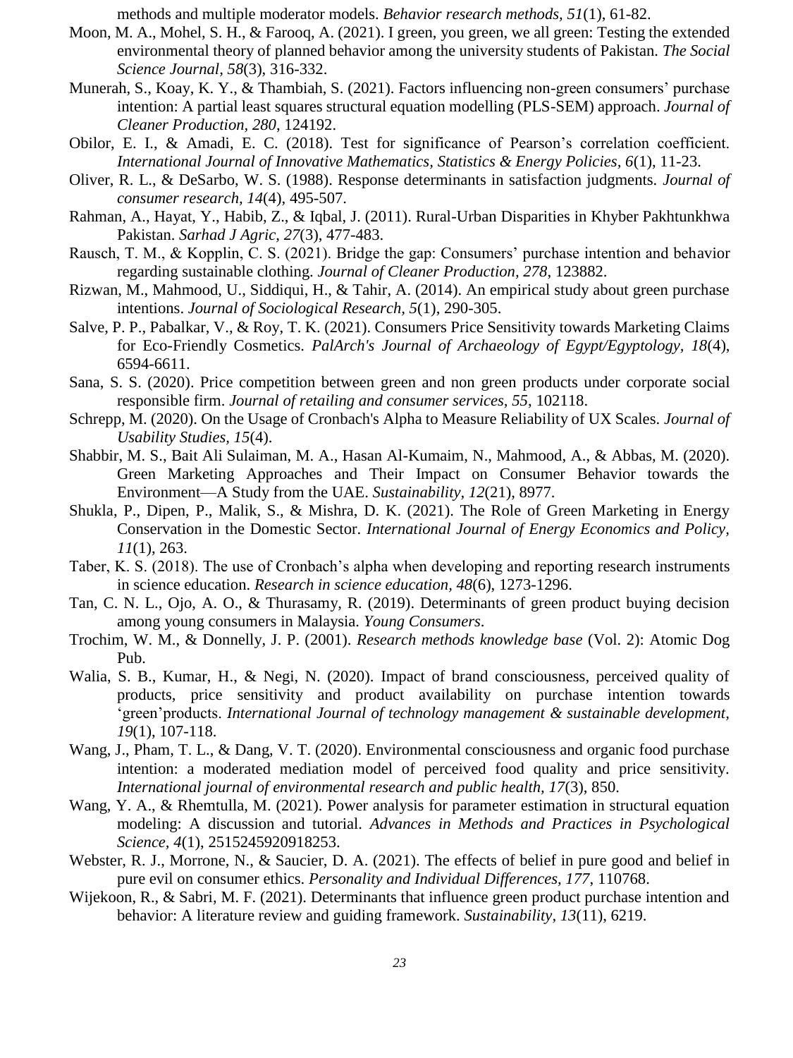methods and multiple moderator models. *Behavior research methods, 51*(1), 61-82.

Moon, M. A., Mohel, S. H., & Farooq, A. (2021). I green, you green, we all green: Testing the extended environmental theory of planned behavior among the university students of Pakistan. *The Social Science Journal, 58*(3), 316-332.

Munerah, S., Koay, K. Y., & Thambiah, S. (2021). Factors influencing non-green consumers' purchase intention: A partial least squares structural equation modelling (PLS-SEM) approach. *Journal of Cleaner Production, 280*, 124192.

Obilor, E. I., & Amadi, E. C. (2018). Test for significance of Pearson's correlation coefficient. *International Journal of Innovative Mathematics, Statistics & Energy Policies, 6*(1), 11-23.

Oliver, R. L., & DeSarbo, W. S. (1988). Response determinants in satisfaction judgments. *Journal of consumer research, 14*(4), 495-507.

Rahman, A., Hayat, Y., Habib, Z., & Iqbal, J. (2011). Rural-Urban Disparities in Khyber Pakhtunkhwa Pakistan. *Sarhad J Agric, 27*(3), 477-483.

Rausch, T. M., & Kopplin, C. S. (2021). Bridge the gap: Consumers' purchase intention and behavior regarding sustainable clothing. *Journal of Cleaner Production, 278*, 123882.

Rizwan, M., Mahmood, U., Siddiqui, H., & Tahir, A. (2014). An empirical study about green purchase intentions. *Journal of Sociological Research, 5*(1), 290-305.

Salve, P. P., Pabalkar, V., & Roy, T. K. (2021). Consumers Price Sensitivity towards Marketing Claims for Eco-Friendly Cosmetics. *PalArch's Journal of Archaeology of Egypt/Egyptology, 18*(4), 6594-6611.

Sana, S. S. (2020). Price competition between green and non green products under corporate social responsible firm. *Journal of retailing and consumer services, 55*, 102118.

Schrepp, M. (2020). On the Usage of Cronbach's Alpha to Measure Reliability of UX Scales. *Journal of Usability Studies, 15*(4).

Shabbir, M. S., Bait Ali Sulaiman, M. A., Hasan Al-Kumaim, N., Mahmood, A., & Abbas, M. (2020). Green Marketing Approaches and Their Impact on Consumer Behavior towards the Environment—A Study from the UAE. *Sustainability, 12*(21), 8977.

Shukla, P., Dipen, P., Malik, S., & Mishra, D. K. (2021). The Role of Green Marketing in Energy Conservation in the Domestic Sector. *International Journal of Energy Economics and Policy, 11*(1), 263.

Taber, K. S. (2018). The use of Cronbach's alpha when developing and reporting research instruments in science education. *Research in science education, 48*(6), 1273-1296.

Tan, C. N. L., Ojo, A. O., & Thurasamy, R. (2019). Determinants of green product buying decision among young consumers in Malaysia. *Young Consumers*.

Trochim, W. M., & Donnelly, J. P. (2001). *Research methods knowledge base* (Vol. 2): Atomic Dog Pub.

Walia, S. B., Kumar, H., & Negi, N. (2020). Impact of brand consciousness, perceived quality of products, price sensitivity and product availability on purchase intention towards 'green'products. *International Journal of technology management & sustainable development, 19*(1), 107-118.

Wang, J., Pham, T. L., & Dang, V. T. (2020). Environmental consciousness and organic food purchase intention: a moderated mediation model of perceived food quality and price sensitivity. *International journal of environmental research and public health, 17*(3), 850.

Wang, Y. A., & Rhemtulla, M. (2021). Power analysis for parameter estimation in structural equation modeling: A discussion and tutorial. *Advances in Methods and Practices in Psychological Science, 4*(1), 2515245920918253.

Webster, R. J., Morrone, N., & Saucier, D. A. (2021). The effects of belief in pure good and belief in pure evil on consumer ethics. *Personality and Individual Differences, 177*, 110768.

Wijekoon, R., & Sabri, M. F. (2021). Determinants that influence green product purchase intention and behavior: A literature review and guiding framework. *Sustainability, 13*(11), 6219.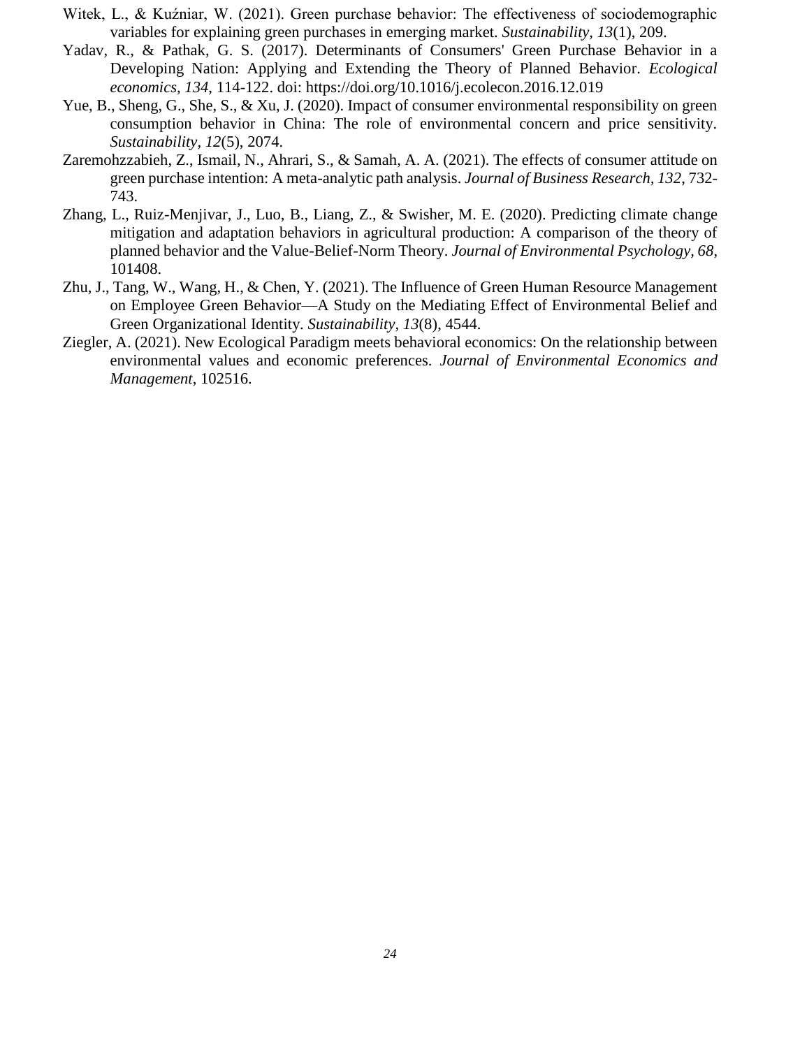Witek, L., & Kuźniar, W. (2021). Green purchase behavior: The effectiveness of sociodemographic variables for explaining green purchases in emerging market. *Sustainability*, *13*(1), 209.

Yadav, R., & Pathak, G. S. (2017). Determinants of Consumers' Green Purchase Behavior in a Developing Nation: Applying and Extending the Theory of Planned Behavior. *Ecological economics, 134*, 114-122. doi: https://doi.org/10.1016/j.ecolecon.2016.12.019

Yue, B., Sheng, G., She, S., & Xu, J. (2020). Impact of consumer environmental responsibility on green consumption behavior in China: The role of environmental concern and price sensitivity. *Sustainability*, *12*(5), 2074.

Zaremohzzabieh, Z., Ismail, N., Ahrari, S., & Samah, A. A. (2021). The effects of consumer attitude on green purchase intention: A meta-analytic path analysis. *Journal of Business Research, 132*, 732-743.

Zhang, L., Ruiz-Menjivar, J., Luo, B., Liang, Z., & Swisher, M. E. (2020). Predicting climate change mitigation and adaptation behaviors in agricultural production: A comparison of the theory of planned behavior and the Value-Belief-Norm Theory. *Journal of Environmental Psychology*, *68*, 101408.

Zhu, J., Tang, W., Wang, H., & Chen, Y. (2021). The Influence of Green Human Resource Management on Employee Green Behavior—A Study on the Mediating Effect of Environmental Belief and Green Organizational Identity. *Sustainability*, *13*(8), 4544.

Ziegler, A. (2021). New Ecological Paradigm meets behavioral economics: On the relationship between environmental values and economic preferences. *Journal of Environmental Economics and Management*, 102516.